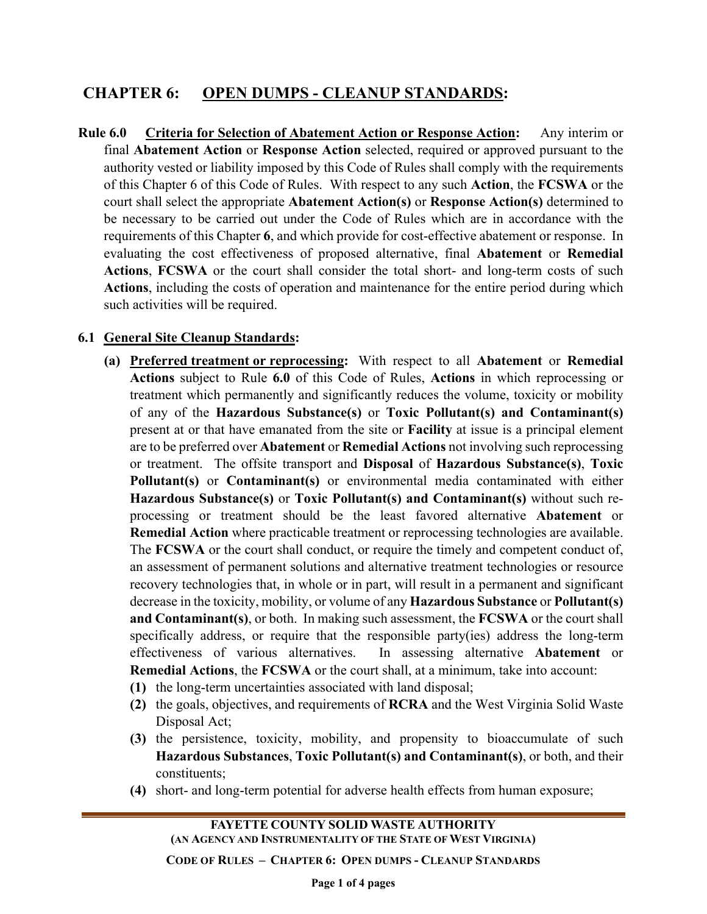# CHAPTER 6: <u>OPEN DUMPS - CLEANUP STANDARDS</u>:

**Rule 6.0 <u>Criteria for Selection of Abatement Action or Response Action</u>:** Any interim or final **Abatement Action** or **Response Action** selected, required or approved pursuant to the authority vested or liability imposed by this Code of Rules shall comply with the requirements of this Chapter 6 of this Code of Rules. With respect to any such **Action**, the **FCSWA** or the court shall select the appropriate **Abatement Action(s)** or **Response Action(s)** determined to be necessary to be carried out under the Code of Rules which are in accordance with the requirements of this Chapter **6**, and which provide for cost-effective abatement or response. In evaluating the cost effectiveness of proposed alternative, final **Abatement** or **Remedial Actions**, **FCSWA** or the court shall consider the total short- and long-term costs of such **Actions**, including the costs of operation and maintenance for the entire period during which such activities will be required.

**6.1 <u>General Site Cleanup Standards</u>:**

**(a) <u>Preferred treatment or reprocessing</u>:** With respect to all **Abatement** or **Remedial Actions** subject to Rule **6.0** of this Code of Rules, **Actions** in which reprocessing or treatment which permanently and significantly reduces the volume, toxicity or mobility of any of the **Hazardous Substance(s)** or **Toxic Pollutant(s) and Contaminant(s)** present at or that have emanated from the site or **Facility** at issue is a principal element are to be preferred over **Abatement** or **Remedial Actions** not involving such reprocessing or treatment. The offsite transport and **Disposal** of **Hazardous Substance(s)**, **Toxic Pollutant(s)** or **Contaminant(s)** or environmental media contaminated with either **Hazardous Substance(s)** or **Toxic Pollutant(s) and Contaminant(s)** without such re-processing or treatment should be the least favored alternative **Abatement** or **Remedial Action** where practicable treatment or reprocessing technologies are available. The **FCSWA** or the court shall conduct, or require the timely and competent conduct of, an assessment of permanent solutions and alternative treatment technologies or resource recovery technologies that, in whole or in part, will result in a permanent and significant decrease in the toxicity, mobility, or volume of any **Hazardous Substance** or **Pollutant(s) and Contaminant(s)**, or both. In making such assessment, the **FCSWA** or the court shall specifically address, or require that the responsible party(ies) address the long-term effectiveness of various alternatives. In assessing alternative **Abatement** or **Remedial Actions**, the **FCSWA** or the court shall, at a minimum, take into account:

**(1)** the long-term uncertainties associated with land disposal;

**(2)** the goals, objectives, and requirements of **RCRA** and the West Virginia Solid Waste Disposal Act;

**(3)** the persistence, toxicity, mobility, and propensity to bioaccumulate of such **Hazardous Substances**, **Toxic Pollutant(s) and Contaminant(s)**, or both, and their constituents;

**(4)** short- and long-term potential for adverse health effects from human exposure;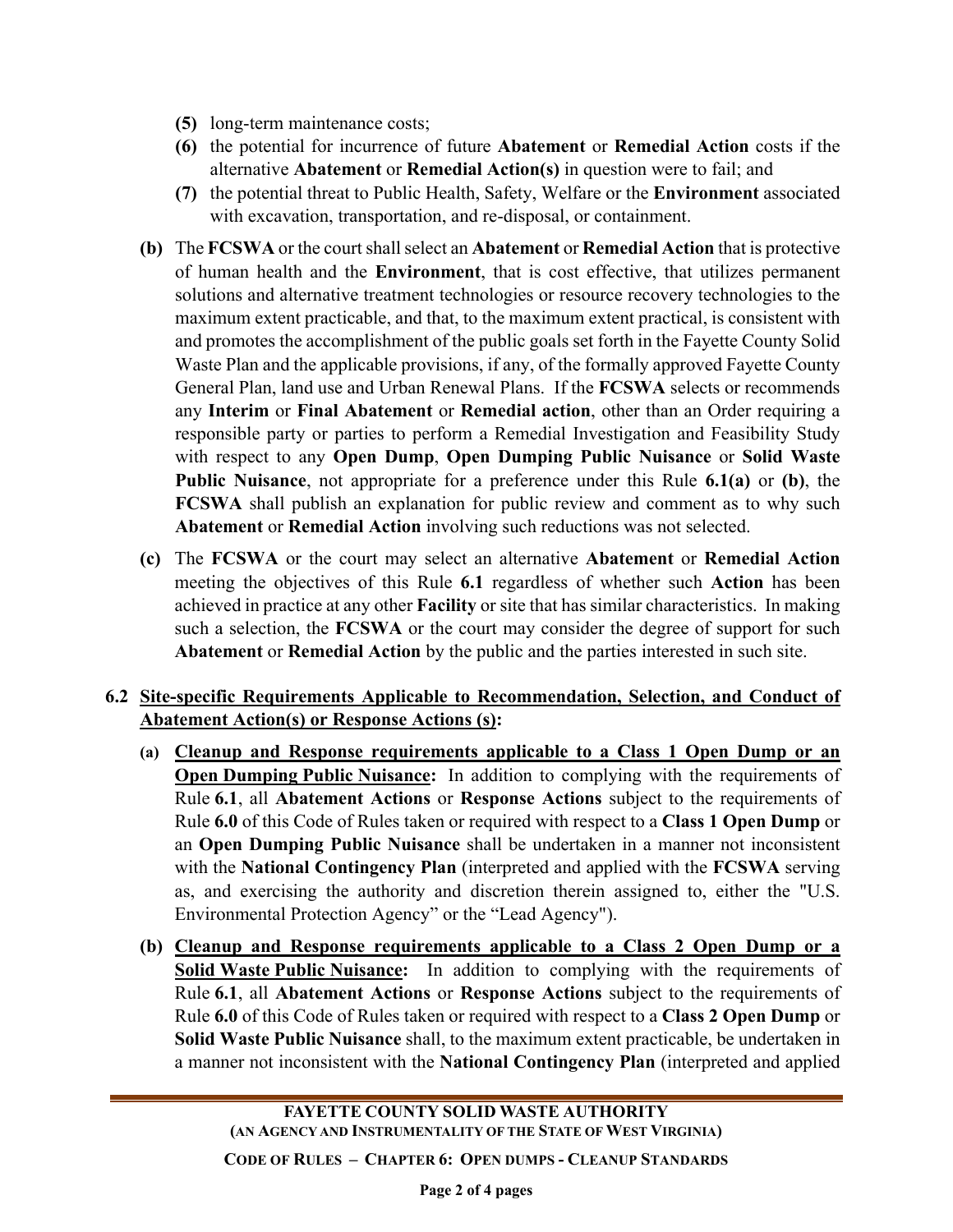- **(5)** long-term maintenance costs;
- **(6)** the potential for incurrence of future **Abatement** or **Remedial Action** costs if the alternative **Abatement** or **Remedial Action(s)** in question were to fail; and
- **(7)** the potential threat to Public Health, Safety, Welfare or the **Environment** associated with excavation, transportation, and re-disposal, or containment.

**(b)** The **FCSWA** or the court shall select an **Abatement** or **Remedial Action** that is protective of human health and the **Environment**, that is cost effective, that utilizes permanent solutions and alternative treatment technologies or resource recovery technologies to the maximum extent practicable, and that, to the maximum extent practical, is consistent with and promotes the accomplishment of the public goals set forth in the Fayette County Solid Waste Plan and the applicable provisions, if any, of the formally approved Fayette County General Plan, land use and Urban Renewal Plans. If the **FCSWA** selects or recommends any **Interim** or **Final Abatement** or **Remedial action**, other than an Order requiring a responsible party or parties to perform a Remedial Investigation and Feasibility Study with respect to any **Open Dump**, **Open Dumping Public Nuisance** or **Solid Waste Public Nuisance**, not appropriate for a preference under this Rule **6.1(a)** or **(b)**, the **FCSWA** shall publish an explanation for public review and comment as to why such **Abatement** or **Remedial Action** involving such reductions was not selected.

**(c)** The **FCSWA** or the court may select an alternative **Abatement** or **Remedial Action** meeting the objectives of this Rule **6.1** regardless of whether such **Action** has been achieved in practice at any other **Facility** or site that has similar characteristics. In making such a selection, the **FCSWA** or the court may consider the degree of support for such **Abatement** or **Remedial Action** by the public and the parties interested in such site.

**6.2** **<u>Site-specific Requirements Applicable to Recommendation, Selection, and Conduct of Abatement Action(s) or Response Actions (s):</u>**

**(a)** **<u>Cleanup and Response requirements applicable to a Class 1 Open Dump or an Open Dumping Public Nuisance:</u>** In addition to complying with the requirements of Rule **6.1**, all **Abatement Actions** or **Response Actions** subject to the requirements of Rule **6.0** of this Code of Rules taken or required with respect to a **Class 1 Open Dump** or an **Open Dumping Public Nuisance** shall be undertaken in a manner not inconsistent with the **National Contingency Plan** (interpreted and applied with the **FCSWA** serving as, and exercising the authority and discretion therein assigned to, either the "U.S. Environmental Protection Agency" or the "Lead Agency").

**(b)** **<u>Cleanup and Response requirements applicable to a Class 2 Open Dump or a Solid Waste Public Nuisance:</u>** In addition to complying with the requirements of Rule **6.1**, all **Abatement Actions** or **Response Actions** subject to the requirements of Rule **6.0** of this Code of Rules taken or required with respect to a **Class 2 Open Dump** or **Solid Waste Public Nuisance** shall, to the maximum extent practicable, be undertaken in a manner not inconsistent with the **National Contingency Plan** (interpreted and applied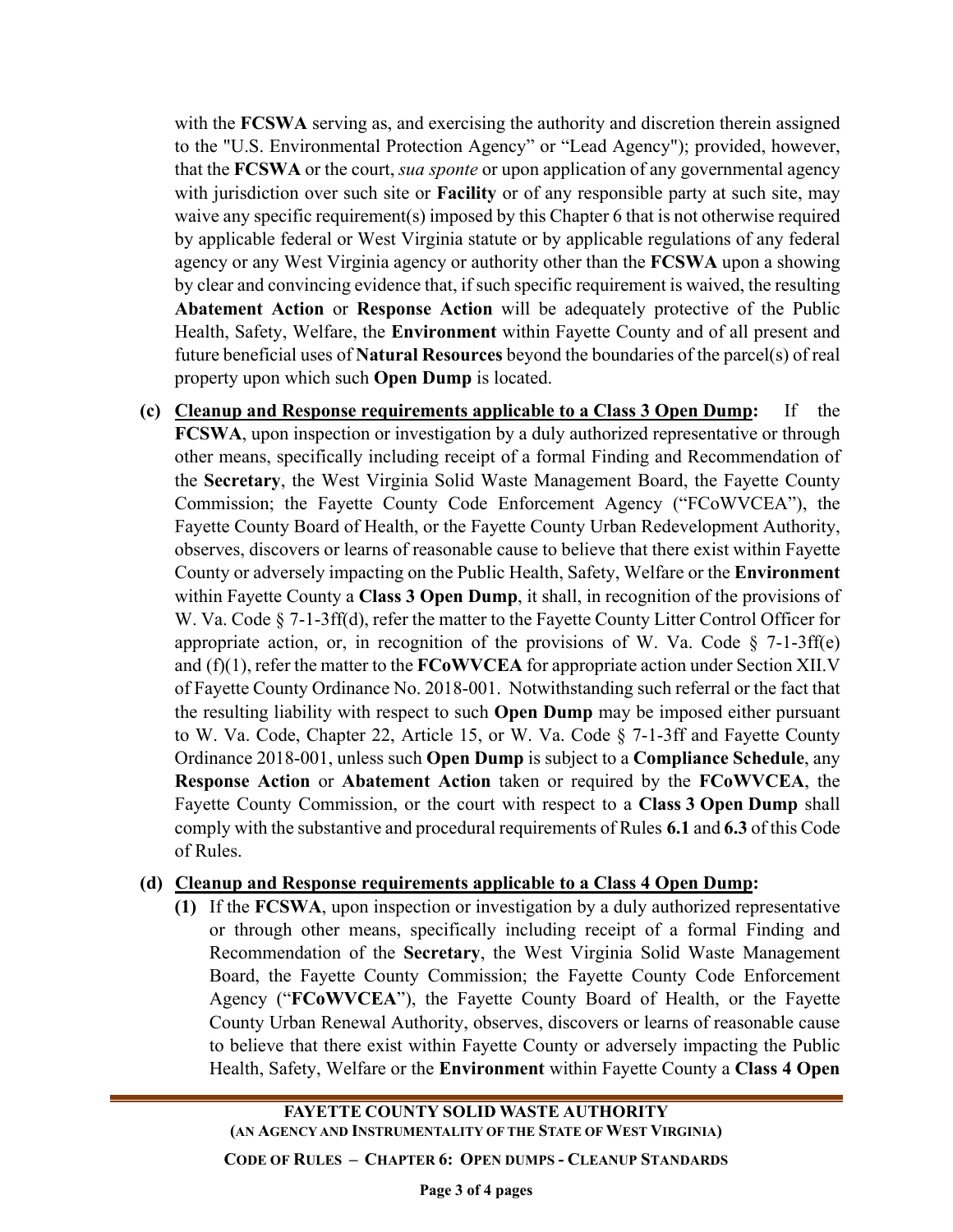with the **FCSWA** serving as, and exercising the authority and discretion therein assigned to the "U.S. Environmental Protection Agency" or "Lead Agency"); provided, however, that the **FCSWA** or the court, *sua sponte* or upon application of any governmental agency with jurisdiction over such site or **Facility** or of any responsible party at such site, may waive any specific requirement(s) imposed by this Chapter 6 that is not otherwise required by applicable federal or West Virginia statute or by applicable regulations of any federal agency or any West Virginia agency or authority other than the **FCSWA** upon a showing by clear and convincing evidence that, if such specific requirement is waived, the resulting **Abatement Action** or **Response Action** will be adequately protective of the Public Health, Safety, Welfare, the **Environment** within Fayette County and of all present and future beneficial uses of **Natural Resources** beyond the boundaries of the parcel(s) of real property upon which such **Open Dump** is located.

**(c) <u>Cleanup and Response requirements applicable to a Class 3 Open Dump</u>:** If the **FCSWA**, upon inspection or investigation by a duly authorized representative or through other means, specifically including receipt of a formal Finding and Recommendation of the **Secretary**, the West Virginia Solid Waste Management Board, the Fayette County Commission; the Fayette County Code Enforcement Agency ("FCoWVCEA"), the Fayette County Board of Health, or the Fayette County Urban Redevelopment Authority, observes, discovers or learns of reasonable cause to believe that there exist within Fayette County or adversely impacting on the Public Health, Safety, Welfare or the **Environment** within Fayette County a **Class 3 Open Dump**, it shall, in recognition of the provisions of W. Va. Code § 7-1-3ff(d), refer the matter to the Fayette County Litter Control Officer for appropriate action, or, in recognition of the provisions of W. Va. Code § 7-1-3ff(e) and (f)(1), refer the matter to the **FCoWVCEA** for appropriate action under Section XII.V of Fayette County Ordinance No. 2018-001. Notwithstanding such referral or the fact that the resulting liability with respect to such **Open Dump** may be imposed either pursuant to W. Va. Code, Chapter 22, Article 15, or W. Va. Code § 7-1-3ff and Fayette County Ordinance 2018-001, unless such **Open Dump** is subject to a **Compliance Schedule**, any **Response Action** or **Abatement Action** taken or required by the **FCoWVCEA**, the Fayette County Commission, or the court with respect to a **Class 3 Open Dump** shall comply with the substantive and procedural requirements of Rules **6.1** and **6.3** of this Code of Rules.

**(d) <u>Cleanup and Response requirements applicable to a Class 4 Open Dump</u>:**

**(1)** If the **FCSWA**, upon inspection or investigation by a duly authorized representative or through other means, specifically including receipt of a formal Finding and Recommendation of the **Secretary**, the West Virginia Solid Waste Management Board, the Fayette County Commission; the Fayette County Code Enforcement Agency ("**FCoWVCEA**"), the Fayette County Board of Health, or the Fayette County Urban Renewal Authority, observes, discovers or learns of reasonable cause to believe that there exist within Fayette County or adversely impacting the Public Health, Safety, Welfare or the **Environment** within Fayette County a **Class 4 Open**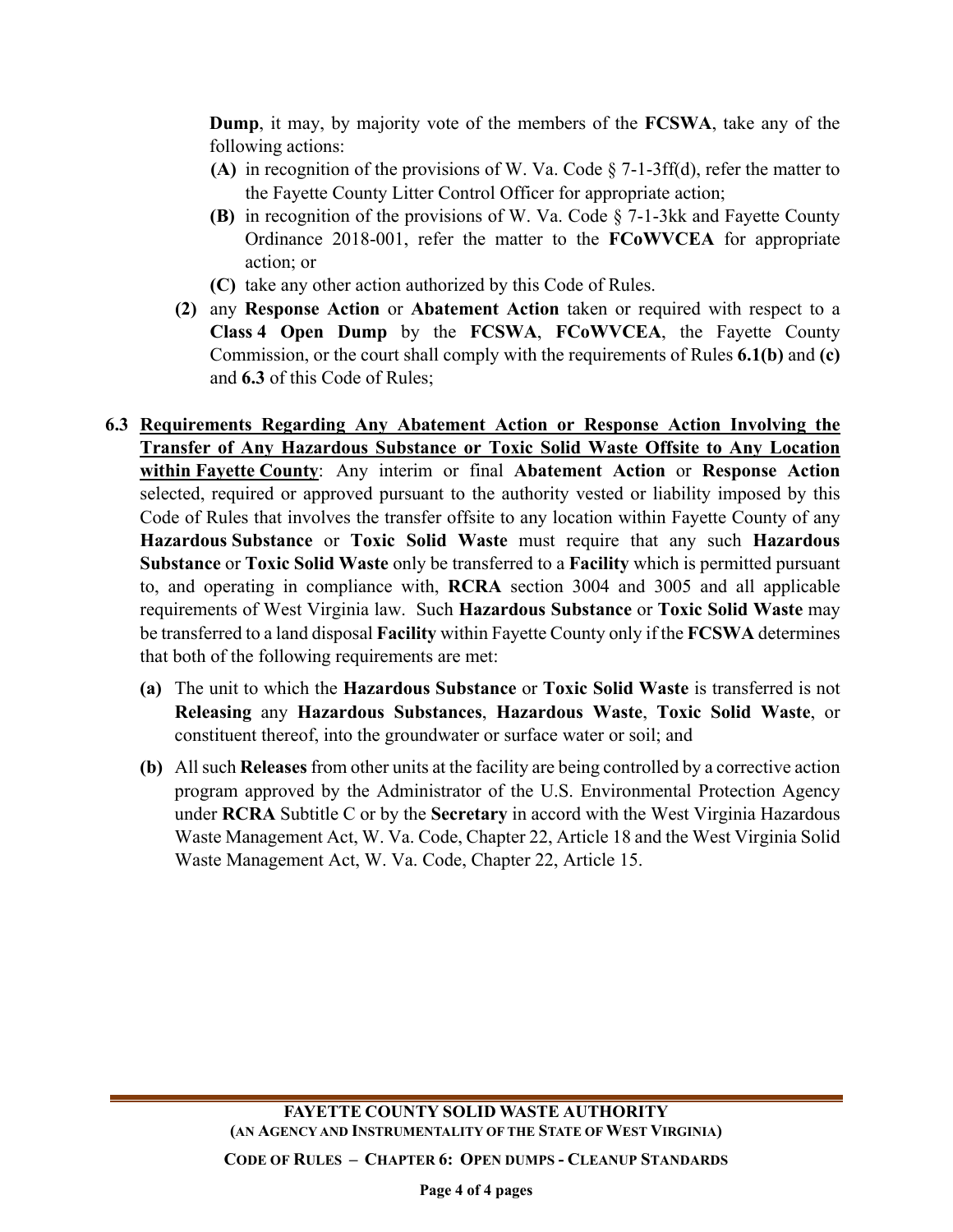**Dump**, it may, by majority vote of the members of the **FCSWA**, take any of the following actions:

- **(A)** in recognition of the provisions of W. Va. Code § 7-1-3ff(d), refer the matter to the Fayette County Litter Control Officer for appropriate action;
- **(B)** in recognition of the provisions of W. Va. Code § 7-1-3kk and Fayette County Ordinance 2018-001, refer the matter to the **FCoWVCEA** for appropriate action; or
- **(C)** take any other action authorized by this Code of Rules.

**(2)** any **Response Action** or **Abatement Action** taken or required with respect to a **Class 4 Open Dump** by the **FCSWA**, **FCoWVCEA**, the Fayette County Commission, or the court shall comply with the requirements of Rules **6.1(b)** and **(c)** and **6.3** of this Code of Rules;

**6.3** <u>**Requirements Regarding Any Abatement Action or Response Action Involving the Transfer of Any Hazardous Substance or Toxic Solid Waste Offsite to Any Location within Fayette County**</u>: Any interim or final **Abatement Action** or **Response Action** selected, required or approved pursuant to the authority vested or liability imposed by this Code of Rules that involves the transfer offsite to any location within Fayette County of any **Hazardous Substance** or **Toxic Solid Waste** must require that any such **Hazardous Substance** or **Toxic Solid Waste** only be transferred to a **Facility** which is permitted pursuant to, and operating in compliance with, **RCRA** section 3004 and 3005 and all applicable requirements of West Virginia law. Such **Hazardous Substance** or **Toxic Solid Waste** may be transferred to a land disposal **Facility** within Fayette County only if the **FCSWA** determines that both of the following requirements are met:

- **(a)** The unit to which the **Hazardous Substance** or **Toxic Solid Waste** is transferred is not **Releasing** any **Hazardous Substances**, **Hazardous Waste**, **Toxic Solid Waste**, or constituent thereof, into the groundwater or surface water or soil; and
- **(b)** All such **Releases** from other units at the facility are being controlled by a corrective action program approved by the Administrator of the U.S. Environmental Protection Agency under **RCRA** Subtitle C or by the **Secretary** in accord with the West Virginia Hazardous Waste Management Act, W. Va. Code, Chapter 22, Article 18 and the West Virginia Solid Waste Management Act, W. Va. Code, Chapter 22, Article 15.